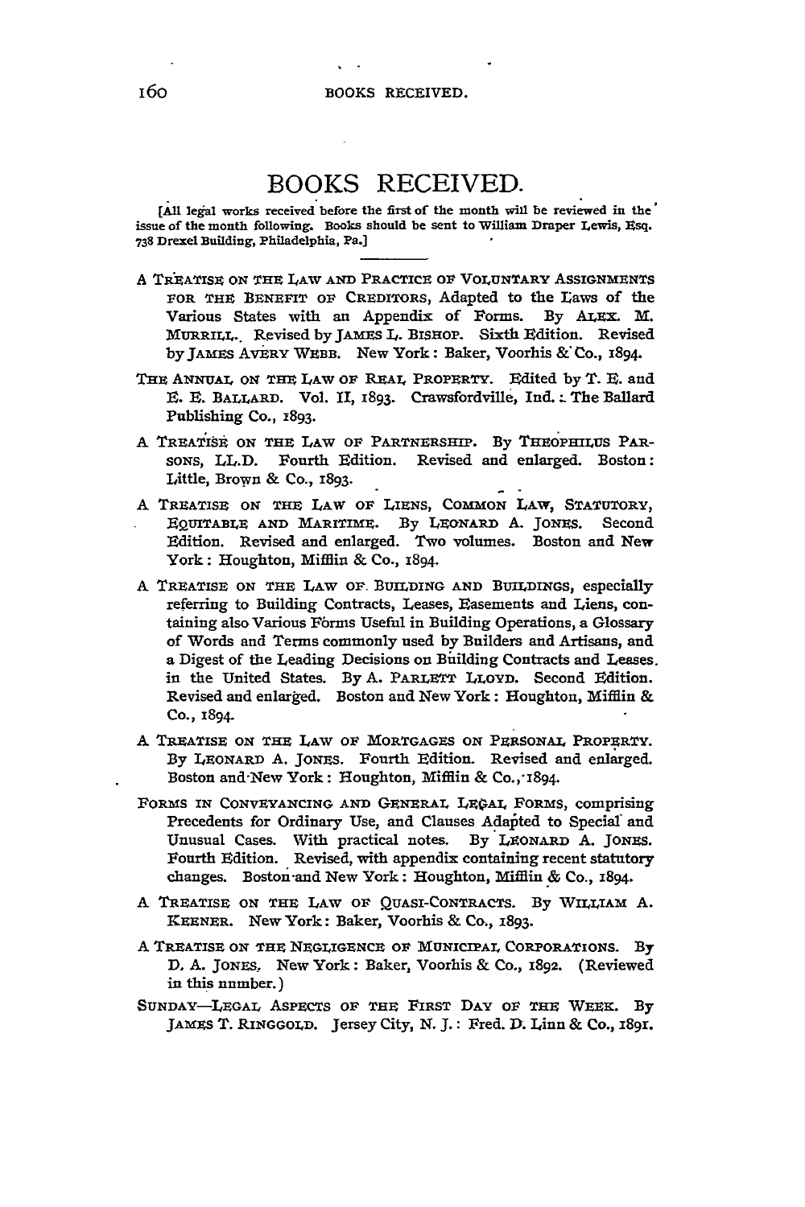# BOOKS RECEIVED.

[All legal works received before the first of the month will be reviewed in the issue of the month following. Books should be sent to William Draper Lewis, Esq. 738 Drexel Building, Philadelphia, Pa.]

---

A TREATISE ON THE LAW AND PRACTICE OF VOLUNTARY ASSIGNMENTS FOR THE BENEFIT OF CREDITORS, Adapted to the Laws of the Various States with an Appendix of Forms. By ALEX. M. MURRILL. Revised by JAMES L. BISHOP. Sixth Edition. Revised by JAMES AVERY WEBB. New York: Baker, Voorhis & Co., 1894.

THE ANNUAL ON THE LAW OF REAL PROPERTY. Edited by T. E. and E. E. BALLARD. Vol. II, 1893. Crawsfordville, Ind.: The Ballard Publishing Co., 1893.

A TREATISE ON THE LAW OF PARTNERSHIP. By THEOPHILUS PARSONS, LL.D. Fourth Edition. Revised and enlarged. Boston: Little, Brown & Co., 1893.

A TREATISE ON THE LAW OF LIENS, COMMON LAW, STATUTORY, EQUITABLE AND MARITIME. By LEONARD A. JONES. Second Edition. Revised and enlarged. Two volumes. Boston and New York: Houghton, Mifflin & Co., 1894.

A TREATISE ON THE LAW OF BUILDING AND BUILDINGS, especially referring to Building Contracts, Leases, Easements and Liens, containing also Various Forms Useful in Building Operations, a Glossary of Words and Terms commonly used by Builders and Artisans, and a Digest of the Leading Decisions on Building Contracts and Leases in the United States. By A. PARLETT LLOYD. Second Edition. Revised and enlarged. Boston and New York: Houghton, Mifflin & Co., 1894.

A TREATISE ON THE LAW OF MORTGAGES ON PERSONAL PROPERTY. By LEONARD A. JONES. Fourth Edition. Revised and enlarged. Boston and New York: Houghton, Mifflin & Co., 1894.

FORMS IN CONVEYANCING AND GENERAL LEGAL FORMS, comprising Precedents for Ordinary Use, and Clauses Adapted to Special and Unusual Cases. With practical notes. By LEONARD A. JONES. Fourth Edition. Revised, with appendix containing recent statutory changes. Boston and New York: Houghton, Mifflin & Co., 1894.

A TREATISE ON THE LAW OF QUASI-CONTRACTS. By WILLIAM A. KEENER. New York: Baker, Voorhis & Co., 1893.

A TREATISE ON THE NEGLIGENCE OF MUNICIPAL CORPORATIONS. By D. A. JONES. New York: Baker, Voorhis & Co., 1892. (Reviewed in this nnmber.)

SUNDAY—LEGAL ASPECTS OF THE FIRST DAY OF THE WEEK. By JAMES T. RINGGOLD. Jersey City, N. J.: Fred. D. Linn & Co., 1891.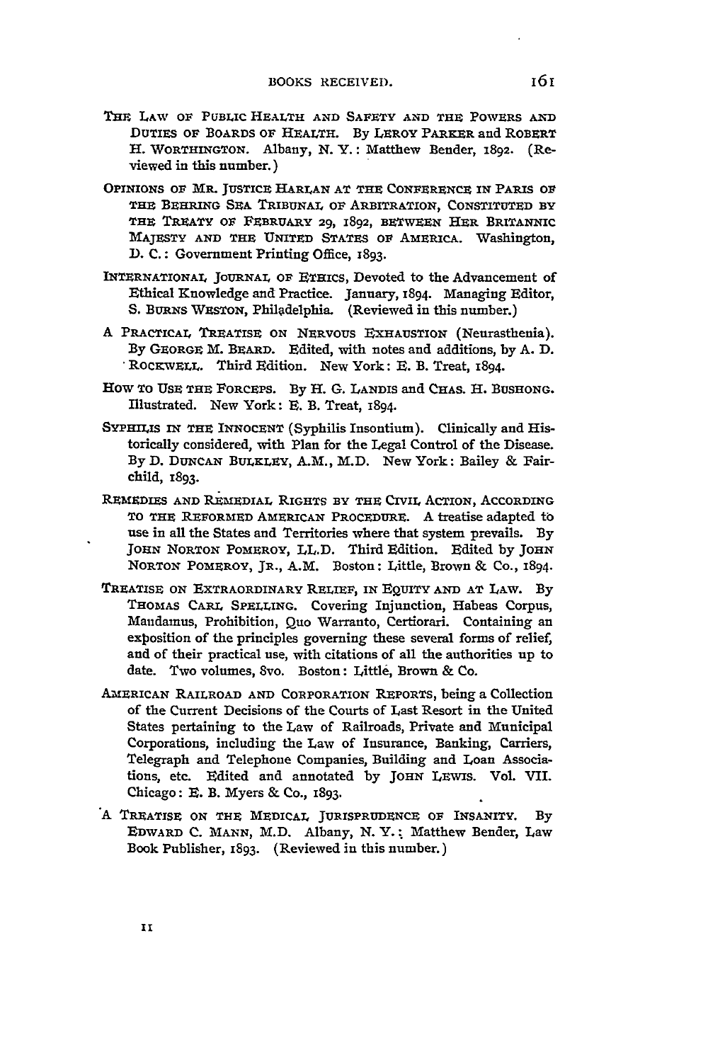THE LAW OF PUBLIC HEALTH AND SAFETY AND THE POWERS AND DUTIES OF BOARDS OF HEALTH. By LEROY PARKER and ROBERT H. WORTHINGTON. Albany, N. Y.: Matthew Bender, 1892. (Reviewed in this number.)

OPINIONS OF MR. JUSTICE HARLAN AT THE CONFERENCE IN PARIS OF THE BEHRING SEA TRIBUNAL OF ARBITRATION, CONSTITUTED BY THE TREATY OF FEBRUARY 29, 1892, BETWEEN HER BRITANNIC MAJESTY AND THE UNITED STATES OF AMERICA. Washington, D. C.: Government Printing Office, 1893.

INTERNATIONAL JOURNAL OF ETHICS, Devoted to the Advancement of Ethical Knowledge and Practice. January, 1894. Managing Editor, S. BURNS WESTON, Philadelphia. (Reviewed in this number.)

A PRACTICAL TREATISE ON NERVOUS EXHAUSTION (Neurasthenia). By GEORGE M. BEARD. Edited, with notes and additions, by A. D. ROCKWELL. Third Edition. New York: E. B. Treat, 1894.

HOW TO USE THE FORCEPS. By H. G. LANDIS and CHAS. H. BUSHONG. Illustrated. New York: E. B. Treat, 1894.

SYPHILIS IN THE INNOCENT (Syphilis Insontium). Clinically and Historically considered, with Plan for the Legal Control of the Disease. By D. DUNCAN BULKLEY, A.M., M.D. New York: Bailey & Fairchild, 1893.

REMEDIES AND REMEDIAL RIGHTS BY THE CIVIL ACTION, ACCORDING TO THE REFORMED AMERICAN PROCEDURE. A treatise adapted to use in all the States and Territories where that system prevails. By JOHN NORTON POMEROY, LL.D. Third Edition. Edited by JOHN NORTON POMEROY, JR., A.M. Boston: Little, Brown & Co., 1894.

TREATISE ON EXTRAORDINARY RELIEF, IN EQUITY AND AT LAW. By THOMAS CARL SPELLING. Covering Injunction, Habeas Corpus, Mandamus, Prohibition, Quo Warranto, Certiorari. Containing an exposition of the principles governing these several forms of relief, and of their practical use, with citations of all the authorities up to date. Two volumes, 8vo. Boston: Little, Brown & Co.

AMERICAN RAILROAD AND CORPORATION REPORTS, being a Collection of the Current Decisions of the Courts of Last Resort in the United States pertaining to the Law of Railroads, Private and Municipal Corporations, including the Law of Insurance, Banking, Carriers, Telegraph and Telephone Companies, Building and Loan Associations, etc. Edited and annotated by JOHN LEWIS. Vol. VII. Chicago: E. B. Myers & Co., 1893.

A TREATISE ON THE MEDICAL JURISPRUDENCE OF INSANITY. By EDWARD C. MANN, M.D. Albany, N. Y.: Matthew Bender, Law Book Publisher, 1893. (Reviewed in this number.)